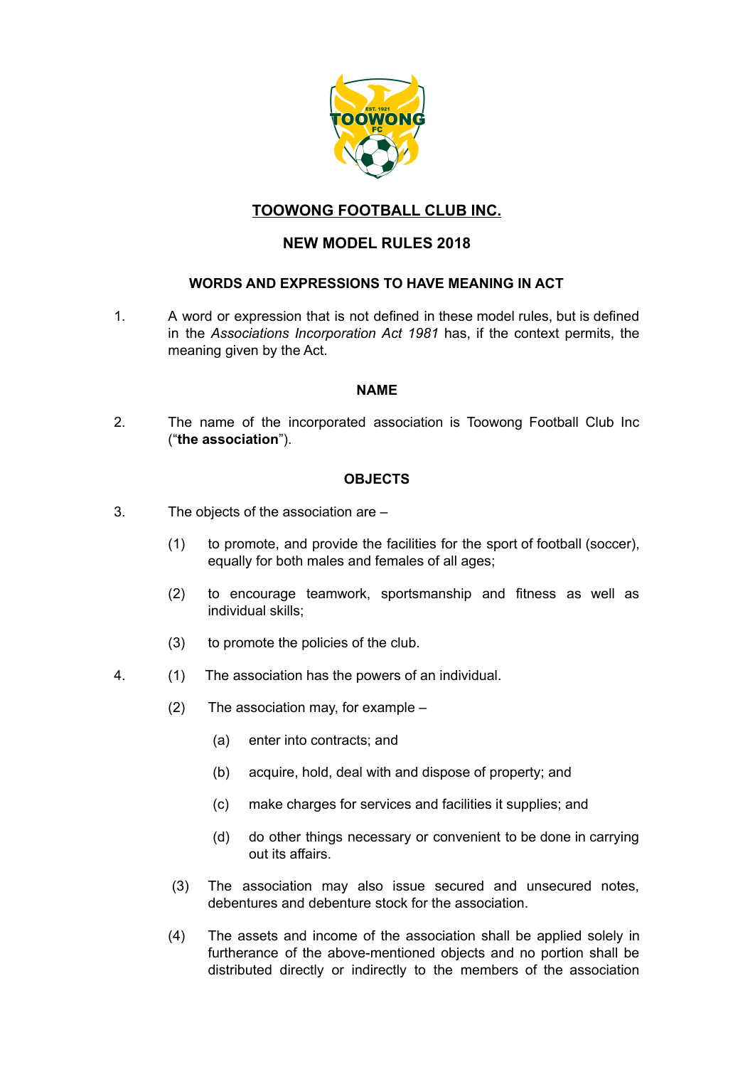# TOOWONG FOOTBALL CLUB INC.

## NEW MODEL RULES 2018

### WORDS AND EXPRESSIONS TO HAVE MEANING IN ACT

1. A word or expression that is not defined in these model rules, but is defined in the *Associations Incorporation Act 1981* has, if the context permits, the meaning given by the Act.

### NAME

2. The name of the incorporated association is Toowong Football Club Inc ("**the association**").

### OBJECTS

3. The objects of the association are –

   (1) to promote, and provide the facilities for the sport of football (soccer), equally for both males and females of all ages;

   (2) to encourage teamwork, sportsmanship and fitness as well as individual skills;

   (3) to promote the policies of the club.

4. (1) The association has the powers of an individual.

   (2) The association may, for example –

   (a) enter into contracts; and

   (b) acquire, hold, deal with and dispose of property; and

   (c) make charges for services and facilities it supplies; and

   (d) do other things necessary or convenient to be done in carrying out its affairs.

   (3) The association may also issue secured and unsecured notes, debentures and debenture stock for the association.

   (4) The assets and income of the association shall be applied solely in furtherance of the above-mentioned objects and no portion shall be distributed directly or indirectly to the members of the association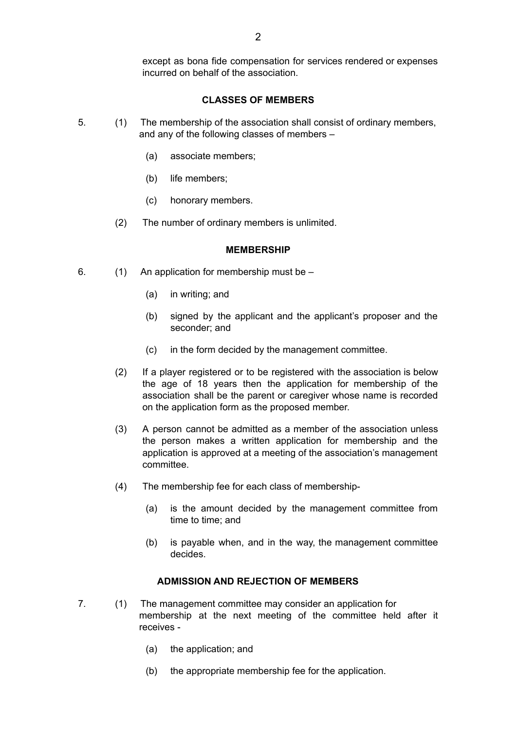except as bona fide compensation for services rendered or expenses incurred on behalf of the association.

**CLASSES OF MEMBERS**

5. (1) The membership of the association shall consist of ordinary members, and any of the following classes of members –

   (a) associate members;

   (b) life members;

   (c) honorary members.

   (2) The number of ordinary members is unlimited.

**MEMBERSHIP**

6. (1) An application for membership must be –

   (a) in writing; and

   (b) signed by the applicant and the applicant's proposer and the seconder; and

   (c) in the form decided by the management committee.

   (2) If a player registered or to be registered with the association is below the age of 18 years then the application for membership of the association shall be the parent or caregiver whose name is recorded on the application form as the proposed member.

   (3) A person cannot be admitted as a member of the association unless the person makes a written application for membership and the application is approved at a meeting of the association's management committee.

   (4) The membership fee for each class of membership-

   (a) is the amount decided by the management committee from time to time; and

   (b) is payable when, and in the way, the management committee decides.

**ADMISSION AND REJECTION OF MEMBERS**

7. (1) The management committee may consider an application for membership at the next meeting of the committee held after it receives -

   (a) the application; and

   (b) the appropriate membership fee for the application.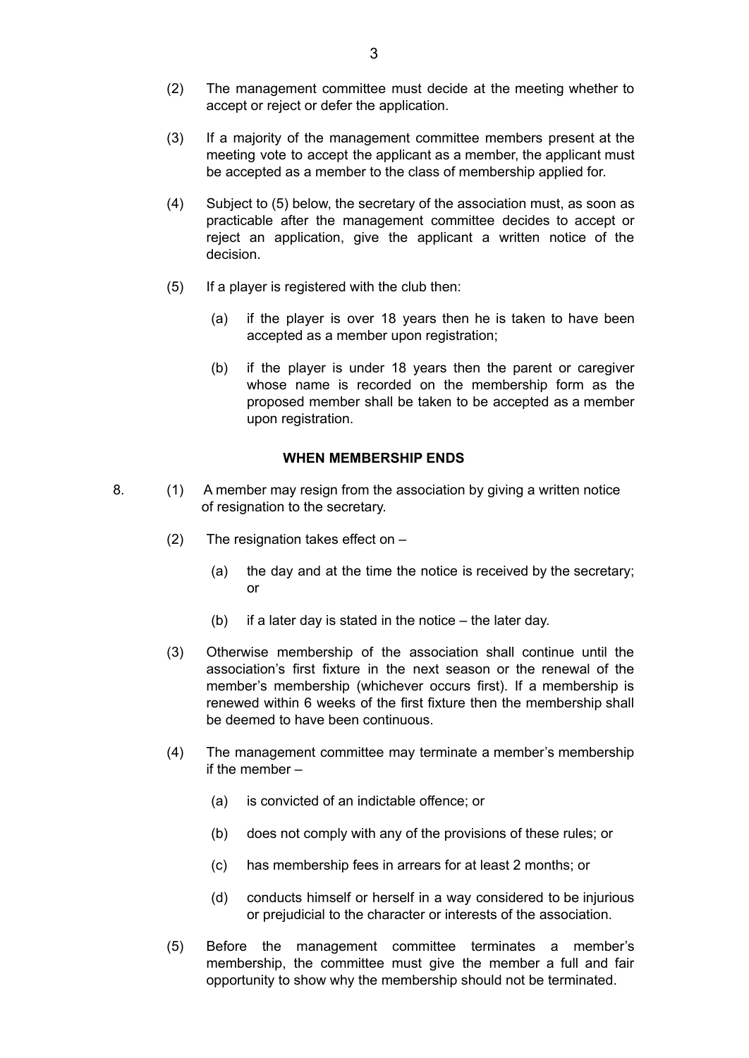(2) The management committee must decide at the meeting whether to accept or reject or defer the application.

(3) If a majority of the management committee members present at the meeting vote to accept the applicant as a member, the applicant must be accepted as a member to the class of membership applied for.

(4) Subject to (5) below, the secretary of the association must, as soon as practicable after the management committee decides to accept or reject an application, give the applicant a written notice of the decision.

(5) If a player is registered with the club then:

  (a) if the player is over 18 years then he is taken to have been accepted as a member upon registration;

  (b) if the player is under 18 years then the parent or caregiver whose name is recorded on the membership form as the proposed member shall be taken to be accepted as a member upon registration.

**WHEN MEMBERSHIP ENDS**

8. (1) A member may resign from the association by giving a written notice of resignation to the secretary.

(2) The resignation takes effect on –

  (a) the day and at the time the notice is received by the secretary; or

  (b) if a later day is stated in the notice – the later day.

(3) Otherwise membership of the association shall continue until the association's first fixture in the next season or the renewal of the member's membership (whichever occurs first). If a membership is renewed within 6 weeks of the first fixture then the membership shall be deemed to have been continuous.

(4) The management committee may terminate a member's membership if the member –

  (a) is convicted of an indictable offence; or

  (b) does not comply with any of the provisions of these rules; or

  (c) has membership fees in arrears for at least 2 months; or

  (d) conducts himself or herself in a way considered to be injurious or prejudicial to the character or interests of the association.

(5) Before the management committee terminates a member's membership, the committee must give the member a full and fair opportunity to show why the membership should not be terminated.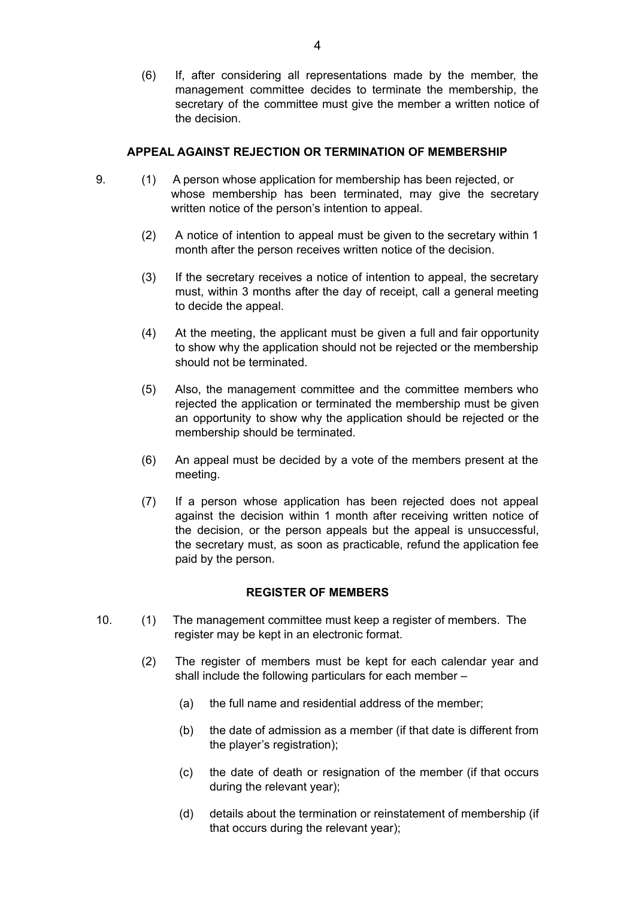(6) If, after considering all representations made by the member, the management committee decides to terminate the membership, the secretary of the committee must give the member a written notice of the decision.

## APPEAL AGAINST REJECTION OR TERMINATION OF MEMBERSHIP

9. (1) A person whose application for membership has been rejected, or whose membership has been terminated, may give the secretary written notice of the person's intention to appeal.

(2) A notice of intention to appeal must be given to the secretary within 1 month after the person receives written notice of the decision.

(3) If the secretary receives a notice of intention to appeal, the secretary must, within 3 months after the day of receipt, call a general meeting to decide the appeal.

(4) At the meeting, the applicant must be given a full and fair opportunity to show why the application should not be rejected or the membership should not be terminated.

(5) Also, the management committee and the committee members who rejected the application or terminated the membership must be given an opportunity to show why the application should be rejected or the membership should be terminated.

(6) An appeal must be decided by a vote of the members present at the meeting.

(7) If a person whose application has been rejected does not appeal against the decision within 1 month after receiving written notice of the decision, or the person appeals but the appeal is unsuccessful, the secretary must, as soon as practicable, refund the application fee paid by the person.

## REGISTER OF MEMBERS

10. (1) The management committee must keep a register of members. The register may be kept in an electronic format.

(2) The register of members must be kept for each calendar year and shall include the following particulars for each member –

(a) the full name and residential address of the member;

(b) the date of admission as a member (if that date is different from the player's registration);

(c) the date of death or resignation of the member (if that occurs during the relevant year);

(d) details about the termination or reinstatement of membership (if that occurs during the relevant year);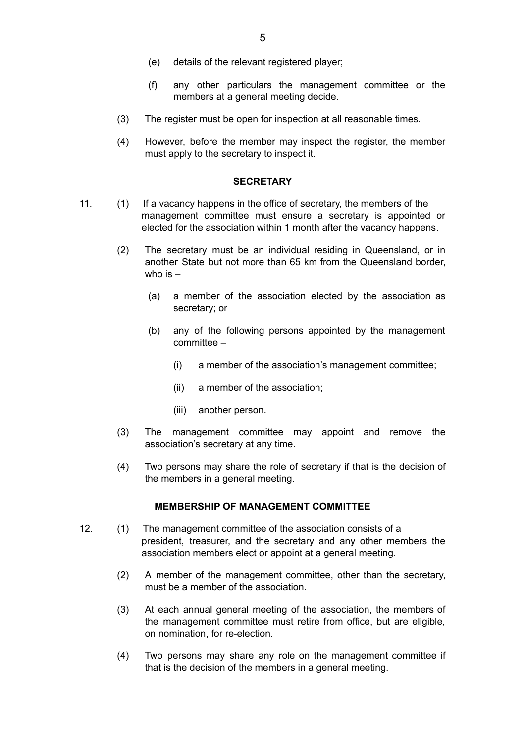(e) details of the relevant registered player;

(f) any other particulars the management committee or the members at a general meeting decide.

(3) The register must be open for inspection at all reasonable times.

(4) However, before the member may inspect the register, the member must apply to the secretary to inspect it.

## SECRETARY

11. (1) If a vacancy happens in the office of secretary, the members of the management committee must ensure a secretary is appointed or elected for the association within 1 month after the vacancy happens.

(2) The secretary must be an individual residing in Queensland, or in another State but not more than 65 km from the Queensland border, who is –

(a) a member of the association elected by the association as secretary; or

(b) any of the following persons appointed by the management committee –

(i) a member of the association's management committee;

(ii) a member of the association;

(iii) another person.

(3) The management committee may appoint and remove the association's secretary at any time.

(4) Two persons may share the role of secretary if that is the decision of the members in a general meeting.

## MEMBERSHIP OF MANAGEMENT COMMITTEE

12. (1) The management committee of the association consists of a president, treasurer, and the secretary and any other members the association members elect or appoint at a general meeting.

(2) A member of the management committee, other than the secretary, must be a member of the association.

(3) At each annual general meeting of the association, the members of the management committee must retire from office, but are eligible, on nomination, for re-election.

(4) Two persons may share any role on the management committee if that is the decision of the members in a general meeting.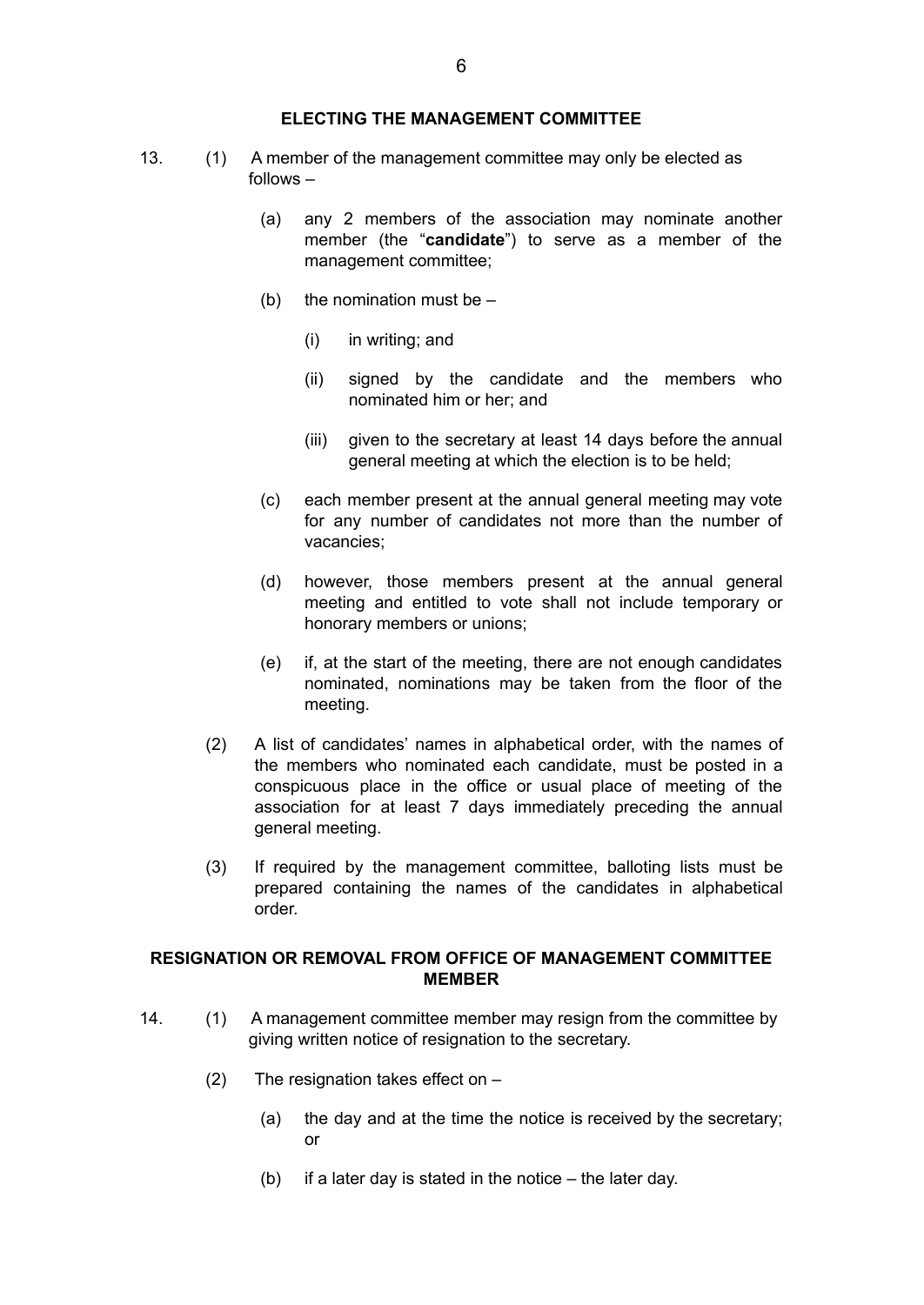## ELECTING THE MANAGEMENT COMMITTEE

13. (1) A member of the management committee may only be elected as follows –

    (a) any 2 members of the association may nominate another member (the "**candidate**") to serve as a member of the management committee;

    (b) the nomination must be –

        (i) in writing; and

        (ii) signed by the candidate and the members who nominated him or her; and

        (iii) given to the secretary at least 14 days before the annual general meeting at which the election is to be held;

    (c) each member present at the annual general meeting may vote for any number of candidates not more than the number of vacancies;

    (d) however, those members present at the annual general meeting and entitled to vote shall not include temporary or honorary members or unions;

    (e) if, at the start of the meeting, there are not enough candidates nominated, nominations may be taken from the floor of the meeting.

    (2) A list of candidates' names in alphabetical order, with the names of the members who nominated each candidate, must be posted in a conspicuous place in the office or usual place of meeting of the association for at least 7 days immediately preceding the annual general meeting.

    (3) If required by the management committee, balloting lists must be prepared containing the names of the candidates in alphabetical order.

## RESIGNATION OR REMOVAL FROM OFFICE OF MANAGEMENT COMMITTEE MEMBER

14. (1) A management committee member may resign from the committee by giving written notice of resignation to the secretary.

    (2) The resignation takes effect on –

    (a) the day and at the time the notice is received by the secretary; or

    (b) if a later day is stated in the notice – the later day.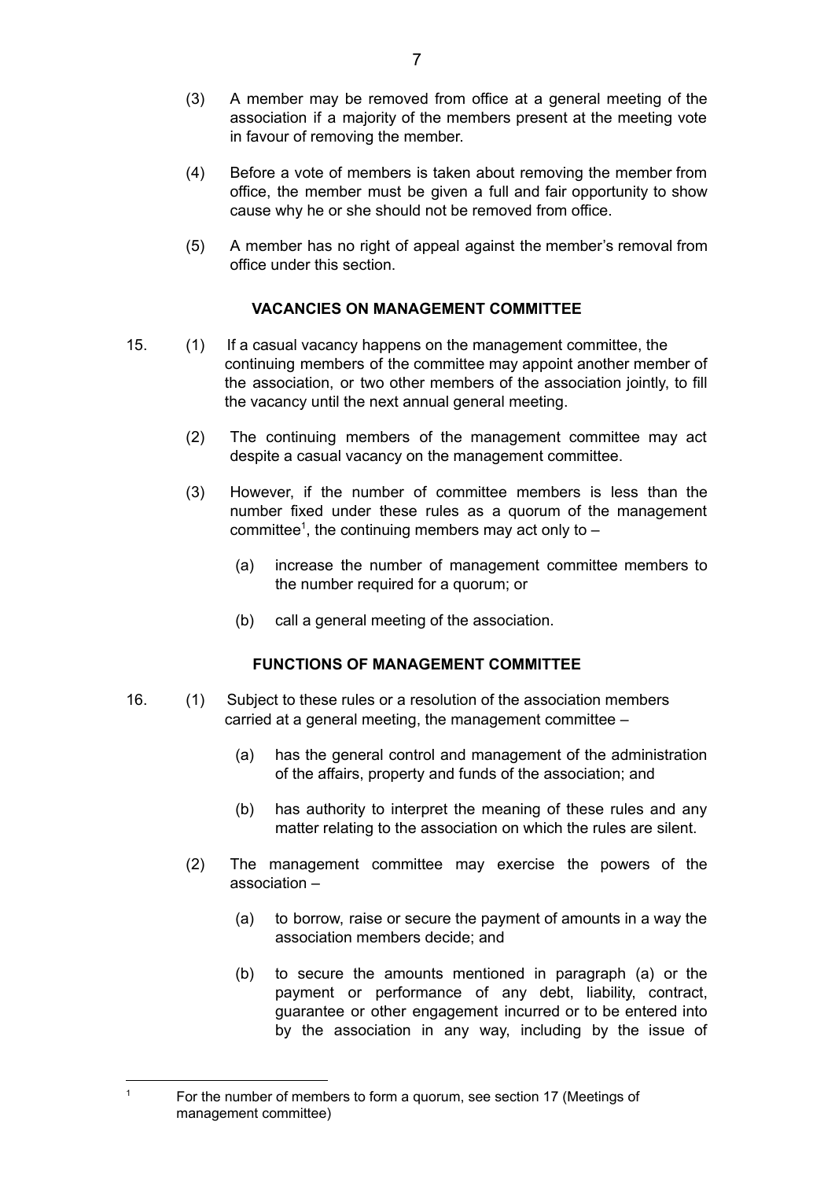(3) A member may be removed from office at a general meeting of the association if a majority of the members present at the meeting vote in favour of removing the member.

(4) Before a vote of members is taken about removing the member from office, the member must be given a full and fair opportunity to show cause why he or she should not be removed from office.

(5) A member has no right of appeal against the member's removal from office under this section.

**VACANCIES ON MANAGEMENT COMMITTEE**

15. (1) If a casual vacancy happens on the management committee, the continuing members of the committee may appoint another member of the association, or two other members of the association jointly, to fill the vacancy until the next annual general meeting.

(2) The continuing members of the management committee may act despite a casual vacancy on the management committee.

(3) However, if the number of committee members is less than the number fixed under these rules as a quorum of the management committee[1], the continuing members may act only to –

(a) increase the number of management committee members to the number required for a quorum; or

(b) call a general meeting of the association.

**FUNCTIONS OF MANAGEMENT COMMITTEE**

16. (1) Subject to these rules or a resolution of the association members carried at a general meeting, the management committee –

(a) has the general control and management of the administration of the affairs, property and funds of the association; and

(b) has authority to interpret the meaning of these rules and any matter relating to the association on which the rules are silent.

(2) The management committee may exercise the powers of the association –

(a) to borrow, raise or secure the payment of amounts in a way the association members decide; and

(b) to secure the amounts mentioned in paragraph (a) or the payment or performance of any debt, liability, contract, guarantee or other engagement incurred or to be entered into by the association in any way, including by the issue of

---

[1] For the number of members to form a quorum, see section 17 (Meetings of management committee)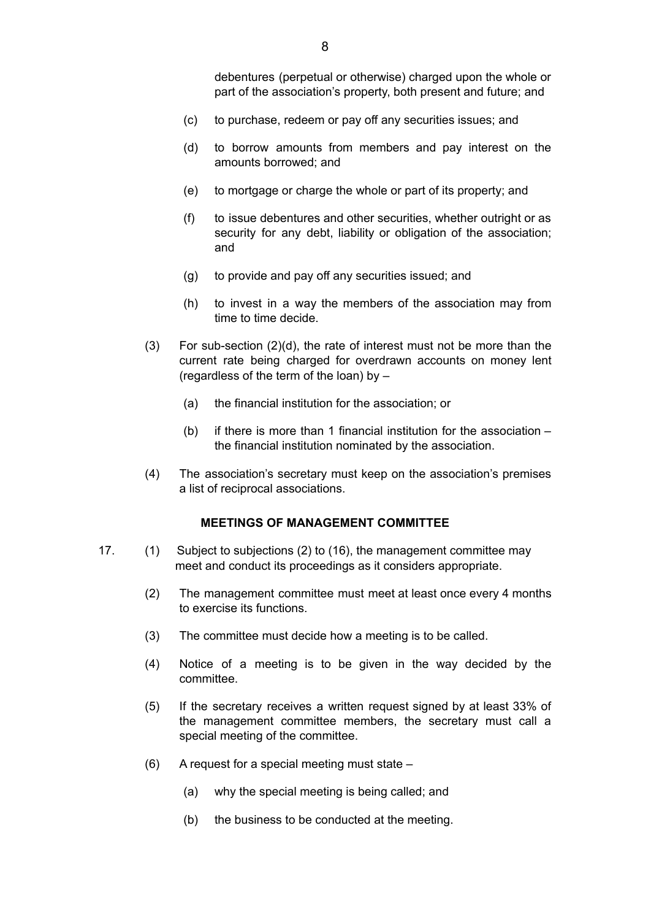debentures (perpetual or otherwise) charged upon the whole or part of the association's property, both present and future; and

(c) to purchase, redeem or pay off any securities issues; and

(d) to borrow amounts from members and pay interest on the amounts borrowed; and

(e) to mortgage or charge the whole or part of its property; and

(f) to issue debentures and other securities, whether outright or as security for any debt, liability or obligation of the association; and

(g) to provide and pay off any securities issued; and

(h) to invest in a way the members of the association may from time to time decide.

(3) For sub-section (2)(d), the rate of interest must not be more than the current rate being charged for overdrawn accounts on money lent (regardless of the term of the loan) by –

(a) the financial institution for the association; or

(b) if there is more than 1 financial institution for the association – the financial institution nominated by the association.

(4) The association's secretary must keep on the association's premises a list of reciprocal associations.

**MEETINGS OF MANAGEMENT COMMITTEE**

17. (1) Subject to subjections (2) to (16), the management committee may meet and conduct its proceedings as it considers appropriate.

(2) The management committee must meet at least once every 4 months to exercise its functions.

(3) The committee must decide how a meeting is to be called.

(4) Notice of a meeting is to be given in the way decided by the committee.

(5) If the secretary receives a written request signed by at least 33% of the management committee members, the secretary must call a special meeting of the committee.

(6) A request for a special meeting must state –

(a) why the special meeting is being called; and

(b) the business to be conducted at the meeting.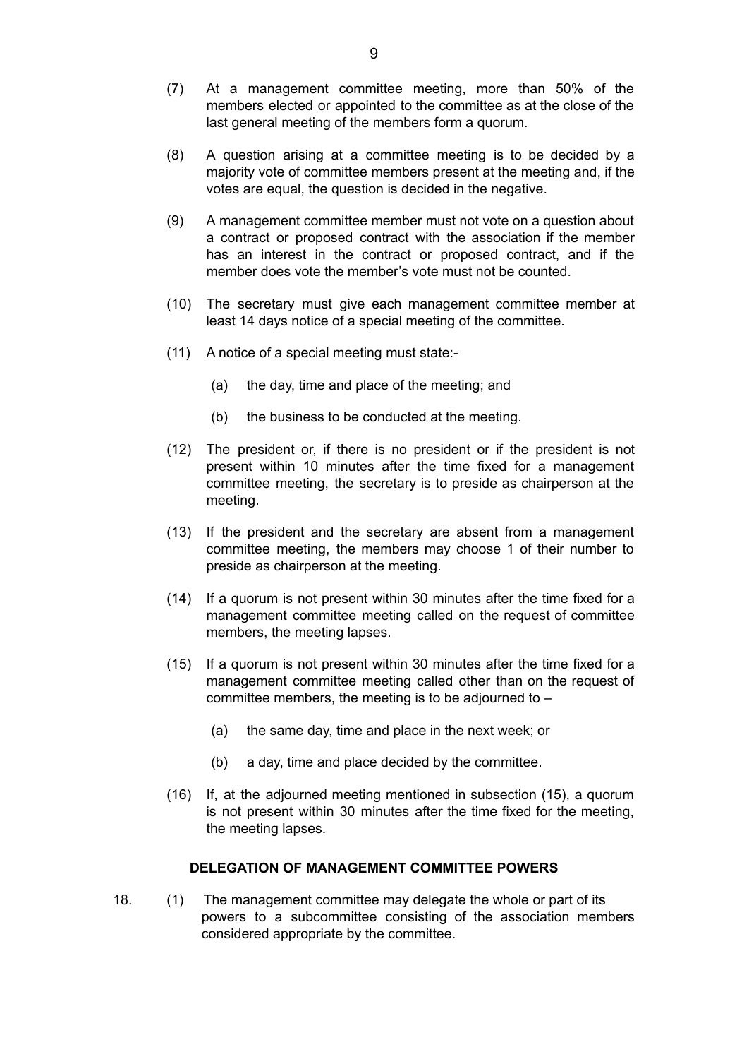(7) At a management committee meeting, more than 50% of the members elected or appointed to the committee as at the close of the last general meeting of the members form a quorum.

(8) A question arising at a committee meeting is to be decided by a majority vote of committee members present at the meeting and, if the votes are equal, the question is decided in the negative.

(9) A management committee member must not vote on a question about a contract or proposed contract with the association if the member has an interest in the contract or proposed contract, and if the member does vote the member's vote must not be counted.

(10) The secretary must give each management committee member at least 14 days notice of a special meeting of the committee.

(11) A notice of a special meeting must state:-

   (a) the day, time and place of the meeting; and

   (b) the business to be conducted at the meeting.

(12) The president or, if there is no president or if the president is not present within 10 minutes after the time fixed for a management committee meeting, the secretary is to preside as chairperson at the meeting.

(13) If the president and the secretary are absent from a management committee meeting, the members may choose 1 of their number to preside as chairperson at the meeting.

(14) If a quorum is not present within 30 minutes after the time fixed for a management committee meeting called on the request of committee members, the meeting lapses.

(15) If a quorum is not present within 30 minutes after the time fixed for a management committee meeting called other than on the request of committee members, the meeting is to be adjourned to –

   (a) the same day, time and place in the next week; or

   (b) a day, time and place decided by the committee.

(16) If, at the adjourned meeting mentioned in subsection (15), a quorum is not present within 30 minutes after the time fixed for the meeting, the meeting lapses.

**DELEGATION OF MANAGEMENT COMMITTEE POWERS**

18. (1) The management committee may delegate the whole or part of its powers to a subcommittee consisting of the association members considered appropriate by the committee.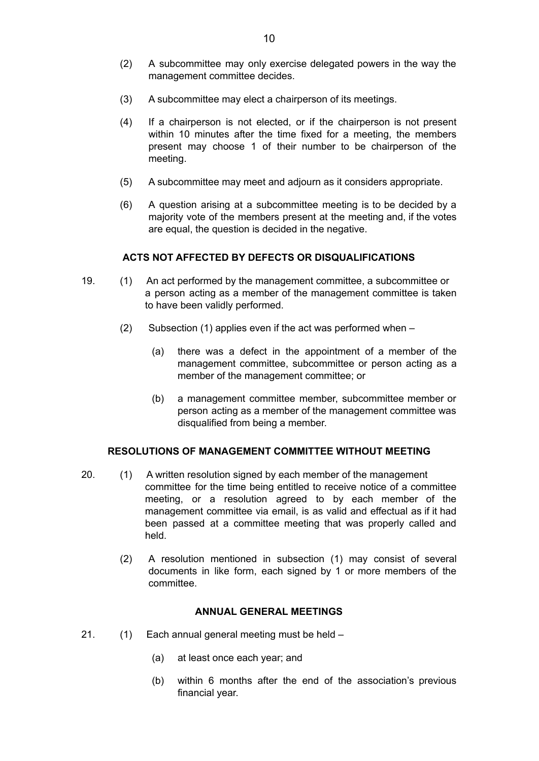(2) A subcommittee may only exercise delegated powers in the way the management committee decides.

(3) A subcommittee may elect a chairperson of its meetings.

(4) If a chairperson is not elected, or if the chairperson is not present within 10 minutes after the time fixed for a meeting, the members present may choose 1 of their number to be chairperson of the meeting.

(5) A subcommittee may meet and adjourn as it considers appropriate.

(6) A question arising at a subcommittee meeting is to be decided by a majority vote of the members present at the meeting and, if the votes are equal, the question is decided in the negative.

### ACTS NOT AFFECTED BY DEFECTS OR DISQUALIFICATIONS

19. (1) An act performed by the management committee, a subcommittee or a person acting as a member of the management committee is taken to have been validly performed.

(2) Subsection (1) applies even if the act was performed when –

(a) there was a defect in the appointment of a member of the management committee, subcommittee or person acting as a member of the management committee; or

(b) a management committee member, subcommittee member or person acting as a member of the management committee was disqualified from being a member.

### RESOLUTIONS OF MANAGEMENT COMMITTEE WITHOUT MEETING

20. (1) A written resolution signed by each member of the management committee for the time being entitled to receive notice of a committee meeting, or a resolution agreed to by each member of the management committee via email, is as valid and effectual as if it had been passed at a committee meeting that was properly called and held.

(2) A resolution mentioned in subsection (1) may consist of several documents in like form, each signed by 1 or more members of the committee.

### ANNUAL GENERAL MEETINGS

21. (1) Each annual general meeting must be held –

(a) at least once each year; and

(b) within 6 months after the end of the association's previous financial year.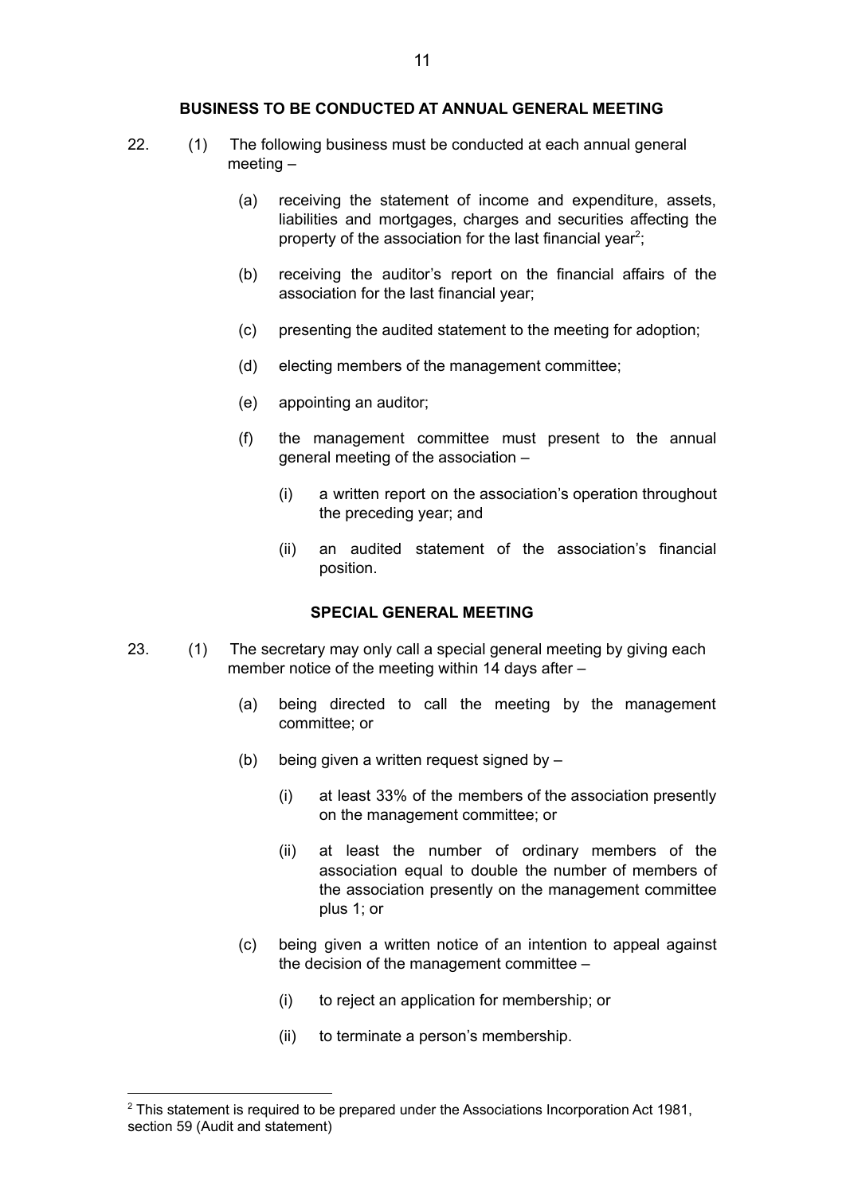## BUSINESS TO BE CONDUCTED AT ANNUAL GENERAL MEETING

22. (1) The following business must be conducted at each annual general meeting –

    (a) receiving the statement of income and expenditure, assets, liabilities and mortgages, charges and securities affecting the property of the association for the last financial year[2];

    (b) receiving the auditor's report on the financial affairs of the association for the last financial year;

    (c) presenting the audited statement to the meeting for adoption;

    (d) electing members of the management committee;

    (e) appointing an auditor;

    (f) the management committee must present to the annual general meeting of the association –

        (i) a written report on the association's operation throughout the preceding year; and

        (ii) an audited statement of the association's financial position.

## SPECIAL GENERAL MEETING

23. (1) The secretary may only call a special general meeting by giving each member notice of the meeting within 14 days after –

    (a) being directed to call the meeting by the management committee; or

    (b) being given a written request signed by –

        (i) at least 33% of the members of the association presently on the management committee; or

        (ii) at least the number of ordinary members of the association equal to double the number of members of the association presently on the management committee plus 1; or

    (c) being given a written notice of an intention to appeal against the decision of the management committee –

        (i) to reject an application for membership; or

        (ii) to terminate a person's membership.

---

[2] This statement is required to be prepared under the Associations Incorporation Act 1981, section 59 (Audit and statement)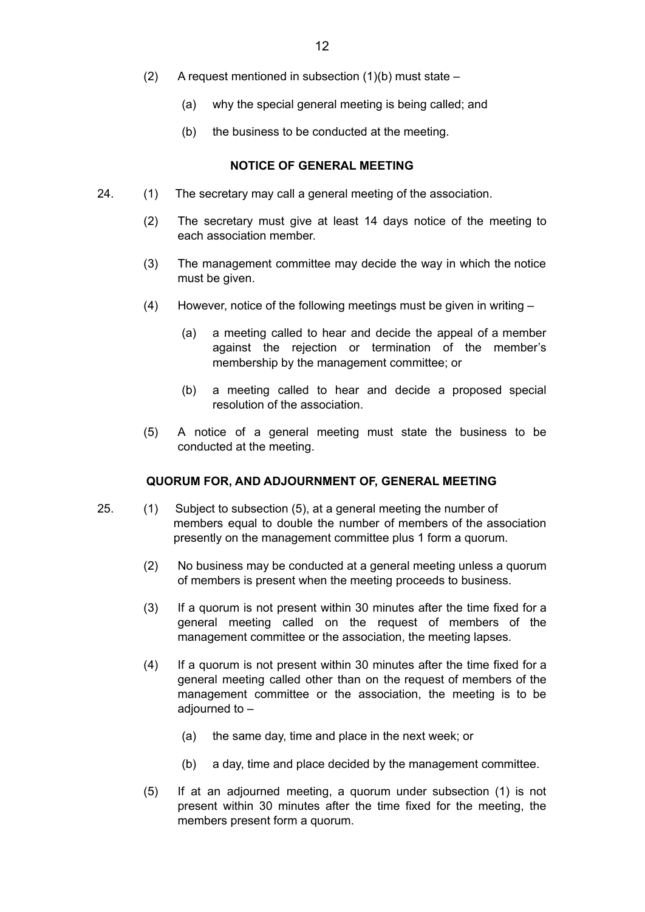(2) A request mentioned in subsection (1)(b) must state –

  (a) why the special general meeting is being called; and

  (b) the business to be conducted at the meeting.

**NOTICE OF GENERAL MEETING**

24. (1) The secretary may call a general meeting of the association.

(2) The secretary must give at least 14 days notice of the meeting to each association member.

(3) The management committee may decide the way in which the notice must be given.

(4) However, notice of the following meetings must be given in writing –

  (a) a meeting called to hear and decide the appeal of a member against the rejection or termination of the member's membership by the management committee; or

  (b) a meeting called to hear and decide a proposed special resolution of the association.

(5) A notice of a general meeting must state the business to be conducted at the meeting.

**QUORUM FOR, AND ADJOURNMENT OF, GENERAL MEETING**

25. (1) Subject to subsection (5), at a general meeting the number of members equal to double the number of members of the association presently on the management committee plus 1 form a quorum.

(2) No business may be conducted at a general meeting unless a quorum of members is present when the meeting proceeds to business.

(3) If a quorum is not present within 30 minutes after the time fixed for a general meeting called on the request of members of the management committee or the association, the meeting lapses.

(4) If a quorum is not present within 30 minutes after the time fixed for a general meeting called other than on the request of members of the management committee or the association, the meeting is to be adjourned to –

  (a) the same day, time and place in the next week; or

  (b) a day, time and place decided by the management committee.

(5) If at an adjourned meeting, a quorum under subsection (1) is not present within 30 minutes after the time fixed for the meeting, the members present form a quorum.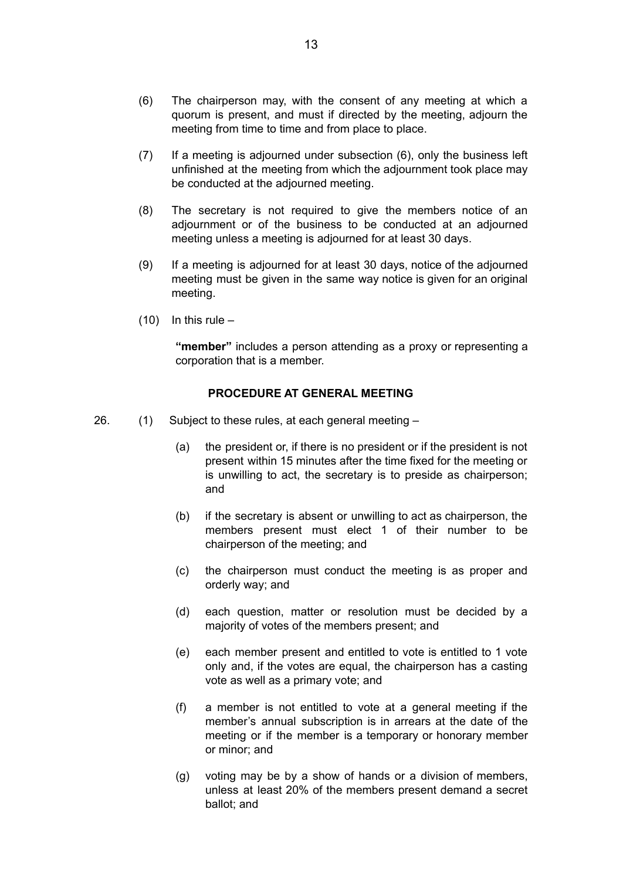(6) The chairperson may, with the consent of any meeting at which a quorum is present, and must if directed by the meeting, adjourn the meeting from time to time and from place to place.

(7) If a meeting is adjourned under subsection (6), only the business left unfinished at the meeting from which the adjournment took place may be conducted at the adjourned meeting.

(8) The secretary is not required to give the members notice of an adjournment or of the business to be conducted at an adjourned meeting unless a meeting is adjourned for at least 30 days.

(9) If a meeting is adjourned for at least 30 days, notice of the adjourned meeting must be given in the same way notice is given for an original meeting.

(10) In this rule –

**"member"** includes a person attending as a proxy or representing a corporation that is a member.

## PROCEDURE AT GENERAL MEETING

26. (1) Subject to these rules, at each general meeting –

(a) the president or, if there is no president or if the president is not present within 15 minutes after the time fixed for the meeting or is unwilling to act, the secretary is to preside as chairperson; and

(b) if the secretary is absent or unwilling to act as chairperson, the members present must elect 1 of their number to be chairperson of the meeting; and

(c) the chairperson must conduct the meeting is as proper and orderly way; and

(d) each question, matter or resolution must be decided by a majority of votes of the members present; and

(e) each member present and entitled to vote is entitled to 1 vote only and, if the votes are equal, the chairperson has a casting vote as well as a primary vote; and

(f) a member is not entitled to vote at a general meeting if the member's annual subscription is in arrears at the date of the meeting or if the member is a temporary or honorary member or minor; and

(g) voting may be by a show of hands or a division of members, unless at least 20% of the members present demand a secret ballot; and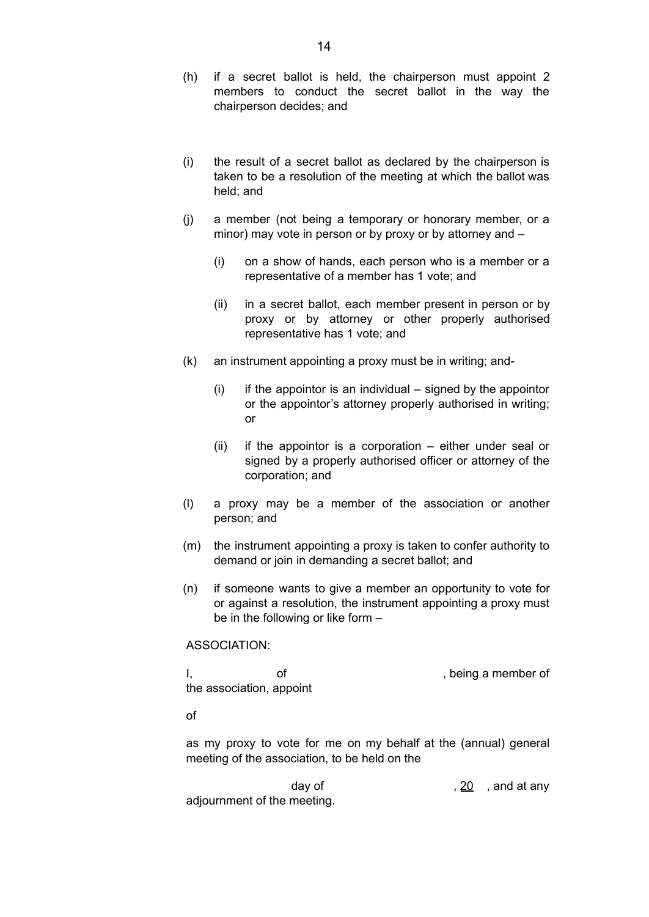(h) if a secret ballot is held, the chairperson must appoint 2 members to conduct the secret ballot in the way the chairperson decides; and

(i) the result of a secret ballot as declared by the chairperson is taken to be a resolution of the meeting at which the ballot was held; and

(j) a member (not being a temporary or honorary member, or a minor) may vote in person or by proxy or by attorney and –

   (i) on a show of hands, each person who is a member or a representative of a member has 1 vote; and

   (ii) in a secret ballot, each member present in person or by proxy or by attorney or other properly authorised representative has 1 vote; and

(k) an instrument appointing a proxy must be in writing; and-

   (i) if the appointor is an individual – signed by the appointor or the appointor's attorney properly authorised in writing; or

   (ii) if the appointor is a corporation – either under seal or signed by a properly authorised officer or attorney of the corporation; and

(l) a proxy may be a member of the association or another person; and

(m) the instrument appointing a proxy is taken to confer authority to demand or join in demanding a secret ballot; and

(n) if someone wants to give a member an opportunity to vote for or against a resolution, the instrument appointing a proxy must be in the following or like form –

ASSOCIATION:

I, &nbsp;&nbsp;&nbsp;&nbsp;&nbsp;&nbsp;&nbsp;&nbsp; of &nbsp;&nbsp;&nbsp;&nbsp;&nbsp;&nbsp;&nbsp;&nbsp;&nbsp;&nbsp;&nbsp;&nbsp;&nbsp;&nbsp;&nbsp;&nbsp; , being a member of the association, appoint

of

as my proxy to vote for me on my behalf at the (annual) general meeting of the association, to be held on the

&nbsp;&nbsp;&nbsp;&nbsp;&nbsp;&nbsp;&nbsp;&nbsp;&nbsp;&nbsp;&nbsp;&nbsp; day of &nbsp;&nbsp;&nbsp;&nbsp;&nbsp;&nbsp;&nbsp;&nbsp;&nbsp;&nbsp;&nbsp;&nbsp;&nbsp;&nbsp;&nbsp;&nbsp; , 20 &nbsp;&nbsp; , and at any adjournment of the meeting.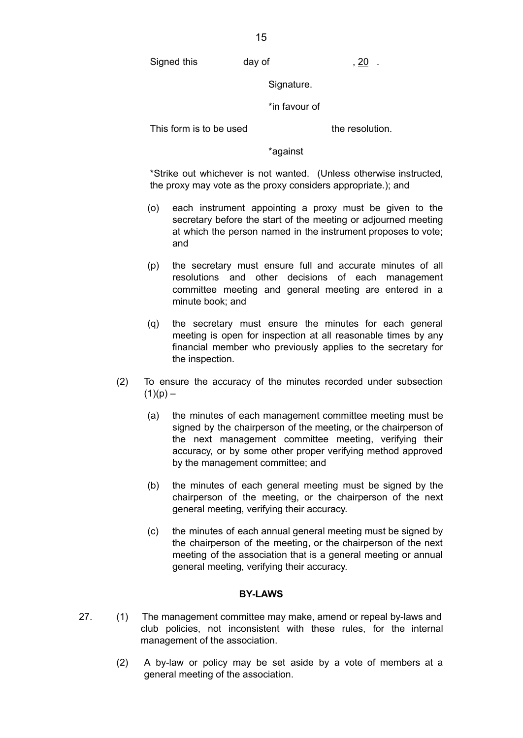Signed this day of , 20 .

Signature.

*in favour of

This form is to be used the resolution.

*against

*Strike out whichever is not wanted. (Unless otherwise instructed, the proxy may vote as the proxy considers appropriate.); and

(o) each instrument appointing a proxy must be given to the secretary before the start of the meeting or adjourned meeting at which the person named in the instrument proposes to vote; and

(p) the secretary must ensure full and accurate minutes of all resolutions and other decisions of each management committee meeting and general meeting are entered in a minute book; and

(q) the secretary must ensure the minutes for each general meeting is open for inspection at all reasonable times by any financial member who previously applies to the secretary for the inspection.

(2) To ensure the accuracy of the minutes recorded under subsection (1)(p) –

(a) the minutes of each management committee meeting must be signed by the chairperson of the meeting, or the chairperson of the next management committee meeting, verifying their accuracy, or by some other proper verifying method approved by the management committee; and

(b) the minutes of each general meeting must be signed by the chairperson of the meeting, or the chairperson of the next general meeting, verifying their accuracy.

(c) the minutes of each annual general meeting must be signed by the chairperson of the meeting, or the chairperson of the next meeting of the association that is a general meeting or annual general meeting, verifying their accuracy.

**BY-LAWS**

27. (1) The management committee may make, amend or repeal by-laws and club policies, not inconsistent with these rules, for the internal management of the association.

(2) A by-law or policy may be set aside by a vote of members at a general meeting of the association.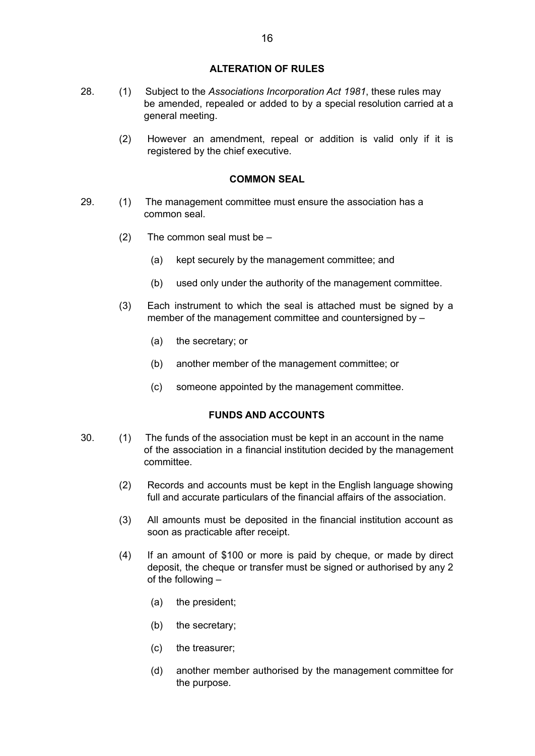## ALTERATION OF RULES

28. (1) Subject to the *Associations Incorporation Act 1981*, these rules may be amended, repealed or added to by a special resolution carried at a general meeting.

    (2) However an amendment, repeal or addition is valid only if it is registered by the chief executive.

## COMMON SEAL

29. (1) The management committee must ensure the association has a common seal.

    (2) The common seal must be –

    - (a) kept securely by the management committee; and
    - (b) used only under the authority of the management committee.

    (3) Each instrument to which the seal is attached must be signed by a member of the management committee and countersigned by –

    - (a) the secretary; or
    - (b) another member of the management committee; or
    - (c) someone appointed by the management committee.

## FUNDS AND ACCOUNTS

30. (1) The funds of the association must be kept in an account in the name of the association in a financial institution decided by the management committee.

    (2) Records and accounts must be kept in the English language showing full and accurate particulars of the financial affairs of the association.

    (3) All amounts must be deposited in the financial institution account as soon as practicable after receipt.

    (4) If an amount of $100 or more is paid by cheque, or made by direct deposit, the cheque or transfer must be signed or authorised by any 2 of the following –

    - (a) the president;
    - (b) the secretary;
    - (c) the treasurer;
    - (d) another member authorised by the management committee for the purpose.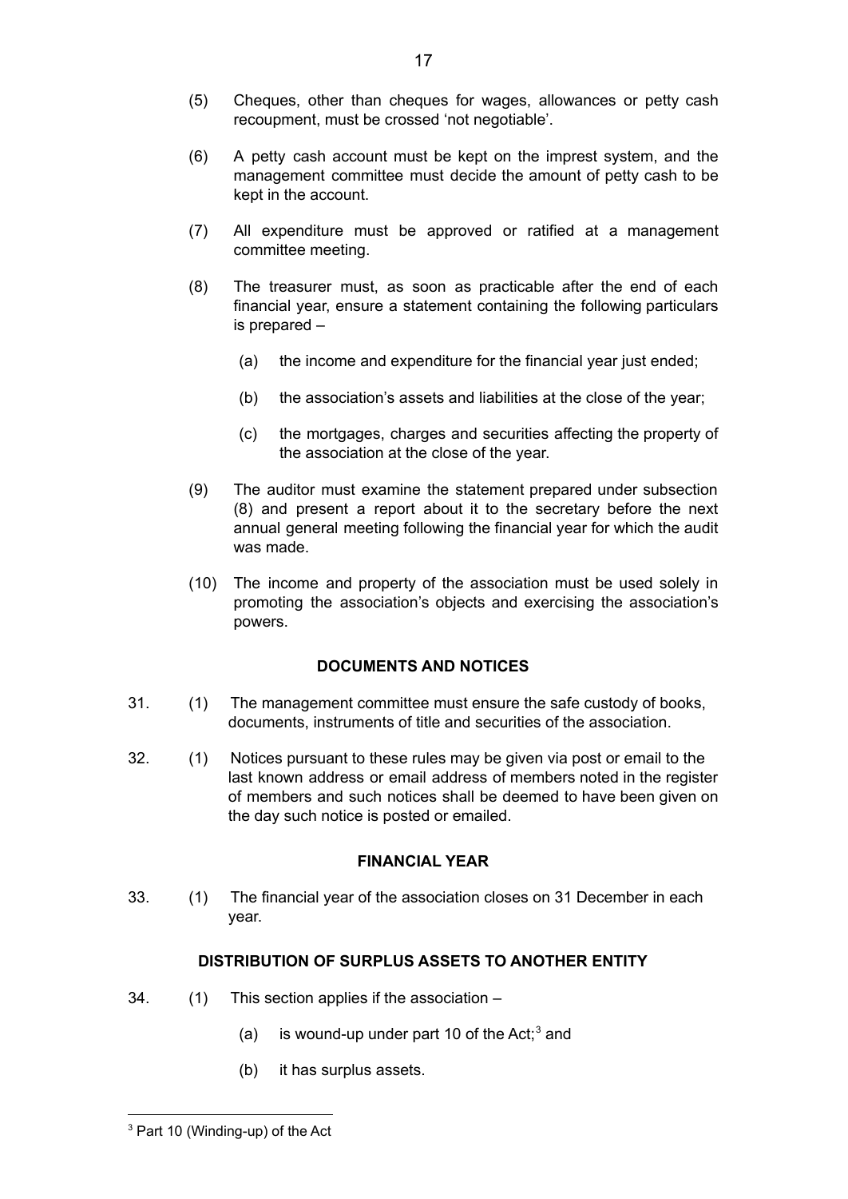(5) Cheques, other than cheques for wages, allowances or petty cash recoupment, must be crossed 'not negotiable'.

(6) A petty cash account must be kept on the imprest system, and the management committee must decide the amount of petty cash to be kept in the account.

(7) All expenditure must be approved or ratified at a management committee meeting.

(8) The treasurer must, as soon as practicable after the end of each financial year, ensure a statement containing the following particulars is prepared –

  (a) the income and expenditure for the financial year just ended;

  (b) the association's assets and liabilities at the close of the year;

  (c) the mortgages, charges and securities affecting the property of the association at the close of the year.

(9) The auditor must examine the statement prepared under subsection (8) and present a report about it to the secretary before the next annual general meeting following the financial year for which the audit was made.

(10) The income and property of the association must be used solely in promoting the association's objects and exercising the association's powers.

## DOCUMENTS AND NOTICES

31. (1) The management committee must ensure the safe custody of books, documents, instruments of title and securities of the association.

32. (1) Notices pursuant to these rules may be given via post or email to the last known address or email address of members noted in the register of members and such notices shall be deemed to have been given on the day such notice is posted or emailed.

## FINANCIAL YEAR

33. (1) The financial year of the association closes on 31 December in each year.

## DISTRIBUTION OF SURPLUS ASSETS TO ANOTHER ENTITY

34. (1) This section applies if the association –

  (a) is wound-up under part 10 of the Act;[3] and

  (b) it has surplus assets.

---

[3] Part 10 (Winding-up) of the Act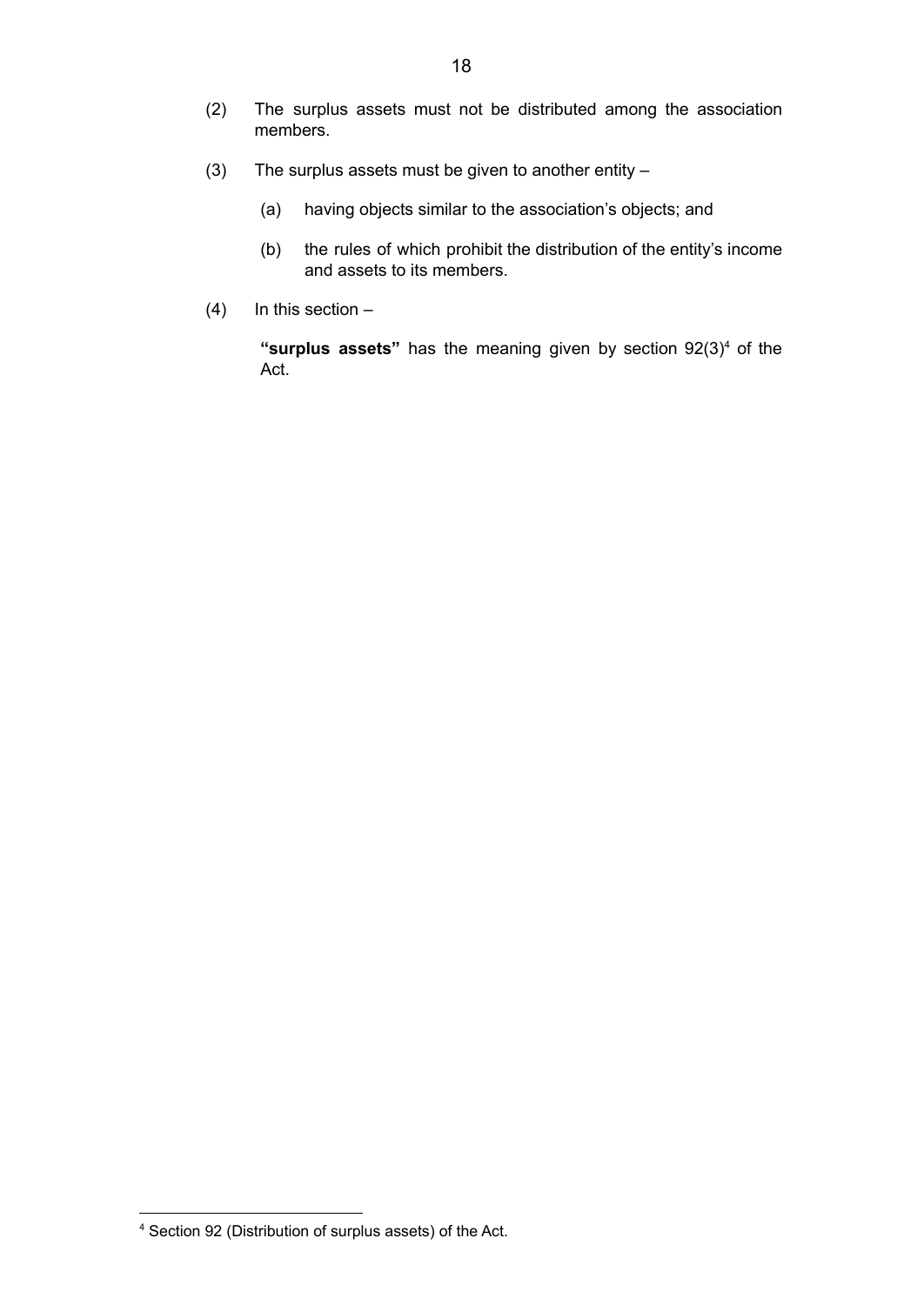(2) The surplus assets must not be distributed among the association members.

(3) The surplus assets must be given to another entity –

  (a) having objects similar to the association's objects; and

  (b) the rules of which prohibit the distribution of the entity's income and assets to its members.

(4) In this section –

  **"surplus assets"** has the meaning given by section 92(3)[4] of the Act.

---

[4] Section 92 (Distribution of surplus assets) of the Act.